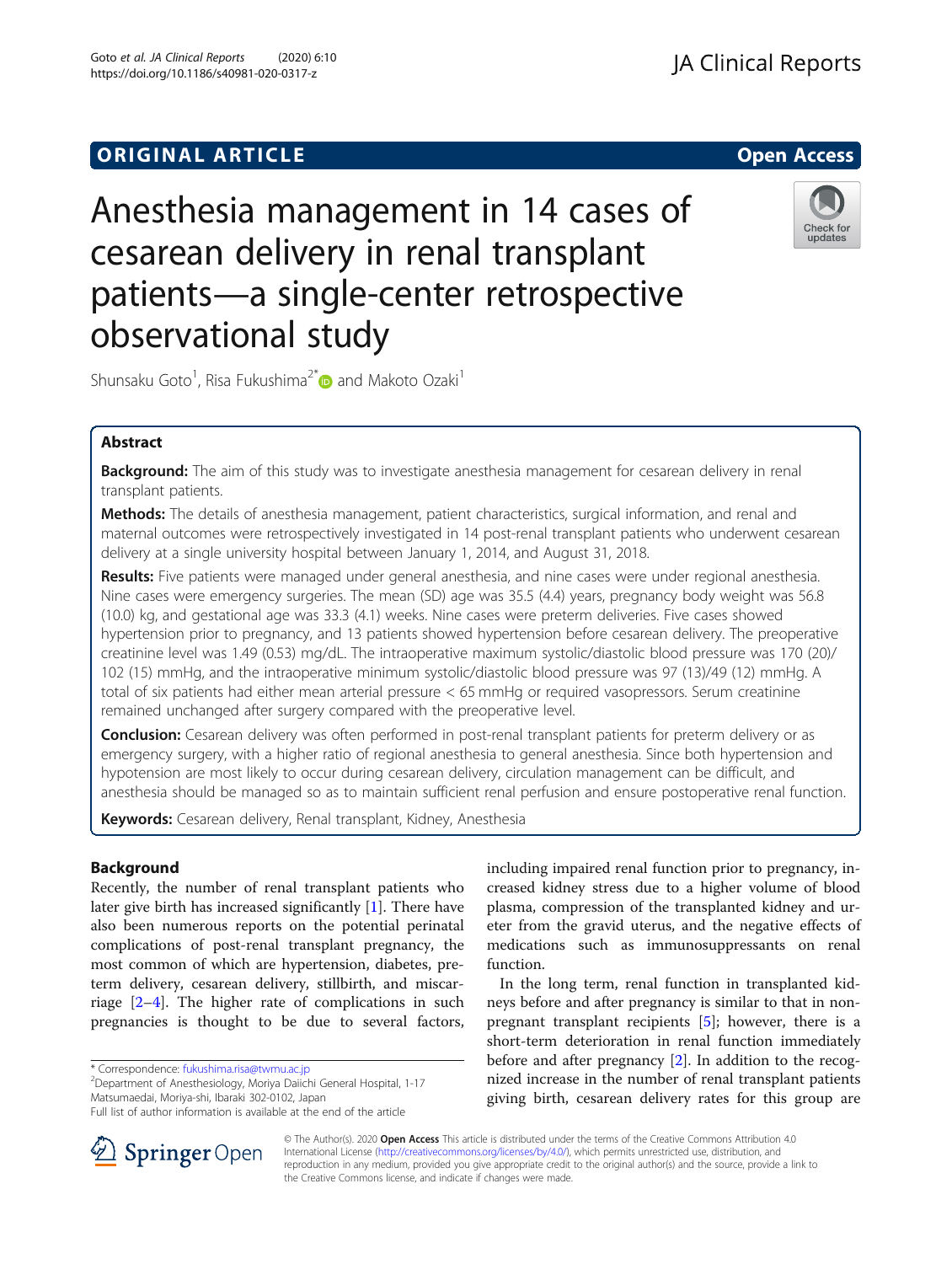ORIGINAL ARTICLE

Open Access

# Anesthesia management in 14 cases of cesarean delivery in renal transplant patients—a single-center retrospective observational study

Shunsaku Goto[1], Risa Fukushima[2*] and Makoto Ozaki[1]

## Abstract

**Background:** The aim of this study was to investigate anesthesia management for cesarean delivery in renal transplant patients.

**Methods:** The details of anesthesia management, patient characteristics, surgical information, and renal and maternal outcomes were retrospectively investigated in 14 post-renal transplant patients who underwent cesarean delivery at a single university hospital between January 1, 2014, and August 31, 2018.

**Results:** Five patients were managed under general anesthesia, and nine cases were under regional anesthesia. Nine cases were emergency surgeries. The mean (SD) age was 35.5 (4.4) years, pregnancy body weight was 56.8 (10.0) kg, and gestational age was 33.3 (4.1) weeks. Nine cases were preterm deliveries. Five cases showed hypertension prior to pregnancy, and 13 patients showed hypertension before cesarean delivery. The preoperative creatinine level was 1.49 (0.53) mg/dL. The intraoperative maximum systolic/diastolic blood pressure was 170 (20)/102 (15) mmHg, and the intraoperative minimum systolic/diastolic blood pressure was 97 (13)/49 (12) mmHg. A total of six patients had either mean arterial pressure < 65 mmHg or required vasopressors. Serum creatinine remained unchanged after surgery compared with the preoperative level.

**Conclusion:** Cesarean delivery was often performed in post-renal transplant patients for preterm delivery or as emergency surgery, with a higher ratio of regional anesthesia to general anesthesia. Since both hypertension and hypotension are most likely to occur during cesarean delivery, circulation management can be difficult, and anesthesia should be managed so as to maintain sufficient renal perfusion and ensure postoperative renal function.

**Keywords:** Cesarean delivery, Renal transplant, Kidney, Anesthesia

## Background

Recently, the number of renal transplant patients who later give birth has increased significantly [1]. There have also been numerous reports on the potential perinatal complications of post-renal transplant pregnancy, the most common of which are hypertension, diabetes, preterm delivery, cesarean delivery, stillbirth, and miscarriage [2–4]. The higher rate of complications in such pregnancies is thought to be due to several factors, including impaired renal function prior to pregnancy, increased kidney stress due to a higher volume of blood plasma, compression of the transplanted kidney and ureter from the gravid uterus, and the negative effects of medications such as immunosuppressants on renal function.

In the long term, renal function in transplanted kidneys before and after pregnancy is similar to that in nonpregnant transplant recipients [5]; however, there is a short-term deterioration in renal function immediately before and after pregnancy [2]. In addition to the recognized increase in the number of renal transplant patients giving birth, cesarean delivery rates for this group are

\* Correspondence: fukushima.risa@twmu.ac.jp
[2]Department of Anesthesiology, Moriya Daiichi General Hospital, 1-17 Matsumaedai, Moriya-shi, Ibaraki 302-0102, Japan
Full list of author information is available at the end of the article

© The Author(s). 2020 **Open Access** This article is distributed under the terms of the Creative Commons Attribution 4.0 International License (http://creativecommons.org/licenses/by/4.0/), which permits unrestricted use, distribution, and reproduction in any medium, provided you give appropriate credit to the original author(s) and the source, provide a link to the Creative Commons license, and indicate if changes were made.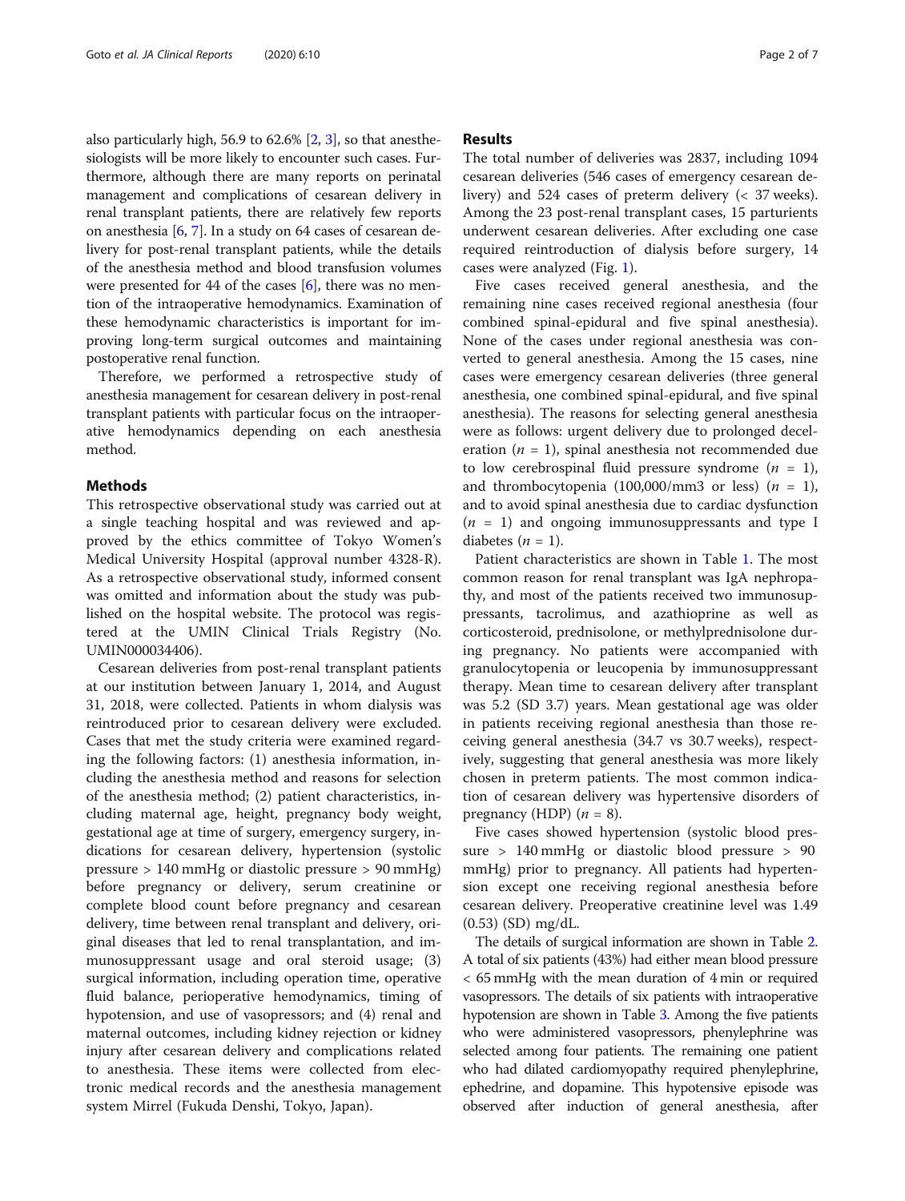also particularly high, 56.9 to 62.6% [2, 3], so that anesthesiologists will be more likely to encounter such cases. Furthermore, although there are many reports on perinatal management and complications of cesarean delivery in renal transplant patients, there are relatively few reports on anesthesia [6, 7]. In a study on 64 cases of cesarean delivery for post-renal transplant patients, while the details of the anesthesia method and blood transfusion volumes were presented for 44 of the cases [6], there was no mention of the intraoperative hemodynamics. Examination of these hemodynamic characteristics is important for improving long-term surgical outcomes and maintaining postoperative renal function.

Therefore, we performed a retrospective study of anesthesia management for cesarean delivery in post-renal transplant patients with particular focus on the intraoperative hemodynamics depending on each anesthesia method.

## Methods

This retrospective observational study was carried out at a single teaching hospital and was reviewed and approved by the ethics committee of Tokyo Women's Medical University Hospital (approval number 4328-R). As a retrospective observational study, informed consent was omitted and information about the study was published on the hospital website. The protocol was registered at the UMIN Clinical Trials Registry (No. UMIN000034406).

Cesarean deliveries from post-renal transplant patients at our institution between January 1, 2014, and August 31, 2018, were collected. Patients in whom dialysis was reintroduced prior to cesarean delivery were excluded. Cases that met the study criteria were examined regarding the following factors: (1) anesthesia information, including the anesthesia method and reasons for selection of the anesthesia method; (2) patient characteristics, including maternal age, height, pregnancy body weight, gestational age at time of surgery, emergency surgery, indications for cesarean delivery, hypertension (systolic pressure > 140 mmHg or diastolic pressure > 90 mmHg) before pregnancy or delivery, serum creatinine or complete blood count before pregnancy and cesarean delivery, time between renal transplant and delivery, original diseases that led to renal transplantation, and immunosuppressant usage and oral steroid usage; (3) surgical information, including operation time, operative fluid balance, perioperative hemodynamics, timing of hypotension, and use of vasopressors; and (4) renal and maternal outcomes, including kidney rejection or kidney injury after cesarean delivery and complications related to anesthesia. These items were collected from electronic medical records and the anesthesia management system Mirrel (Fukuda Denshi, Tokyo, Japan).

## Results

The total number of deliveries was 2837, including 1094 cesarean deliveries (546 cases of emergency cesarean delivery) and 524 cases of preterm delivery (< 37 weeks). Among the 23 post-renal transplant cases, 15 parturients underwent cesarean deliveries. After excluding one case required reintroduction of dialysis before surgery, 14 cases were analyzed (Fig. 1).

Five cases received general anesthesia, and the remaining nine cases received regional anesthesia (four combined spinal-epidural and five spinal anesthesia). None of the cases under regional anesthesia was converted to general anesthesia. Among the 15 cases, nine cases were emergency cesarean deliveries (three general anesthesia, one combined spinal-epidural, and five spinal anesthesia). The reasons for selecting general anesthesia were as follows: urgent delivery due to prolonged deceleration ($n$ = 1), spinal anesthesia not recommended due to low cerebrospinal fluid pressure syndrome ($n$ = 1), and thrombocytopenia (100,000/mm3 or less) ($n$ = 1), and to avoid spinal anesthesia due to cardiac dysfunction ($n$ = 1) and ongoing immunosuppressants and type I diabetes ($n$ = 1).

Patient characteristics are shown in Table 1. The most common reason for renal transplant was IgA nephropathy, and most of the patients received two immunosuppressants, tacrolimus, and azathioprine as well as corticosteroid, prednisolone, or methylprednisolone during pregnancy. No patients were accompanied with granulocytopenia or leucopenia by immunosuppressant therapy. Mean time to cesarean delivery after transplant was 5.2 (SD 3.7) years. Mean gestational age was older in patients receiving regional anesthesia than those receiving general anesthesia (34.7 vs 30.7 weeks), respectively, suggesting that general anesthesia was more likely chosen in preterm patients. The most common indication of cesarean delivery was hypertensive disorders of pregnancy (HDP) ($n$ = 8).

Five cases showed hypertension (systolic blood pressure > 140 mmHg or diastolic blood pressure > 90 mmHg) prior to pregnancy. All patients had hypertension except one receiving regional anesthesia before cesarean delivery. Preoperative creatinine level was 1.49 (0.53) (SD) mg/dL.

The details of surgical information are shown in Table 2. A total of six patients (43%) had either mean blood pressure < 65 mmHg with the mean duration of 4 min or required vasopressors. The details of six patients with intraoperative hypotension are shown in Table 3. Among the five patients who were administered vasopressors, phenylephrine was selected among four patients. The remaining one patient who had dilated cardiomyopathy required phenylephrine, ephedrine, and dopamine. This hypotensive episode was observed after induction of general anesthesia, after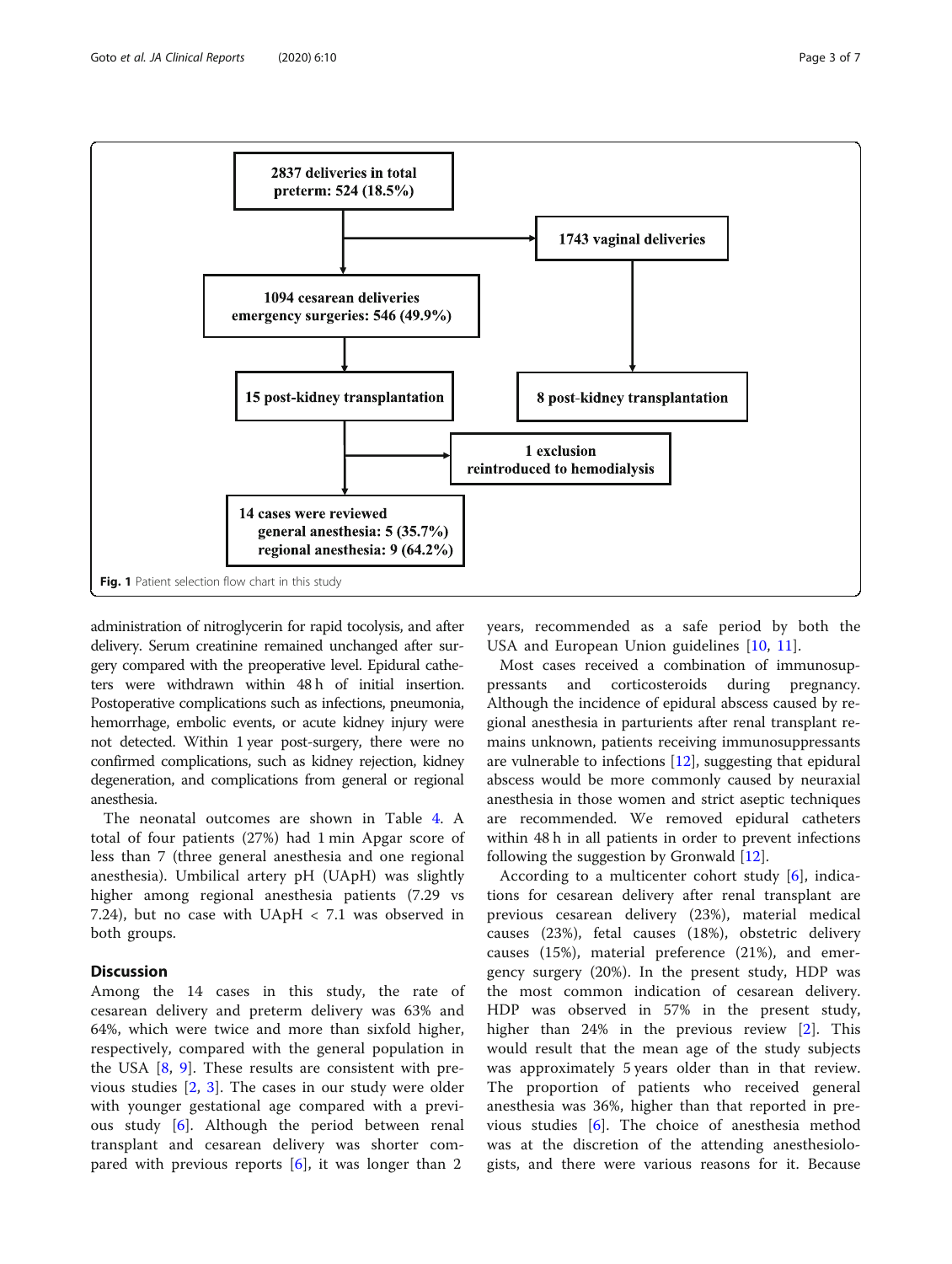2837 deliveries in total
preterm: 524 (18.5%)

1743 vaginal deliveries

1094 cesarean deliveries
emergency surgeries: 546 (49.9%)

15 post-kidney transplantation

8 post-kidney transplantation

1 exclusion
reintroduced to hemodialysis

14 cases were reviewed
general anesthesia: 5 (35.7%)
regional anesthesia: 9 (64.2%)

**Fig. 1** Patient selection flow chart in this study

administration of nitroglycerin for rapid tocolysis, and after delivery. Serum creatinine remained unchanged after surgery compared with the preoperative level. Epidural catheters were withdrawn within 48 h of initial insertion. Postoperative complications such as infections, pneumonia, hemorrhage, embolic events, or acute kidney injury were not detected. Within 1 year post-surgery, there were no confirmed complications, such as kidney rejection, kidney degeneration, and complications from general or regional anesthesia.

The neonatal outcomes are shown in Table 4. A total of four patients (27%) had 1 min Apgar score of less than 7 (three general anesthesia and one regional anesthesia). Umbilical artery pH (UApH) was slightly higher among regional anesthesia patients (7.29 vs 7.24), but no case with UApH < 7.1 was observed in both groups.

## Discussion

Among the 14 cases in this study, the rate of cesarean delivery and preterm delivery was 63% and 64%, which were twice and more than sixfold higher, respectively, compared with the general population in the USA [8, 9]. These results are consistent with previous studies [2, 3]. The cases in our study were older with younger gestational age compared with a previous study [6]. Although the period between renal transplant and cesarean delivery was shorter compared with previous reports [6], it was longer than 2 years, recommended as a safe period by both the USA and European Union guidelines [10, 11].

Most cases received a combination of immunosuppressants and corticosteroids during pregnancy. Although the incidence of epidural abscess caused by regional anesthesia in parturients after renal transplant remains unknown, patients receiving immunosuppressants are vulnerable to infections [12], suggesting that epidural abscess would be more commonly caused by neuraxial anesthesia in those women and strict aseptic techniques are recommended. We removed epidural catheters within 48 h in all patients in order to prevent infections following the suggestion by Gronwald [12].

According to a multicenter cohort study [6], indications for cesarean delivery after renal transplant are previous cesarean delivery (23%), material medical causes (23%), fetal causes (18%), obstetric delivery causes (15%), material preference (21%), and emergency surgery (20%). In the present study, HDP was the most common indication of cesarean delivery. HDP was observed in 57% in the present study, higher than 24% in the previous review [2]. This would result that the mean age of the study subjects was approximately 5 years older than in that review. The proportion of patients who received general anesthesia was 36%, higher than that reported in previous studies [6]. The choice of anesthesia method was at the discretion of the attending anesthesiologists, and there were various reasons for it. Because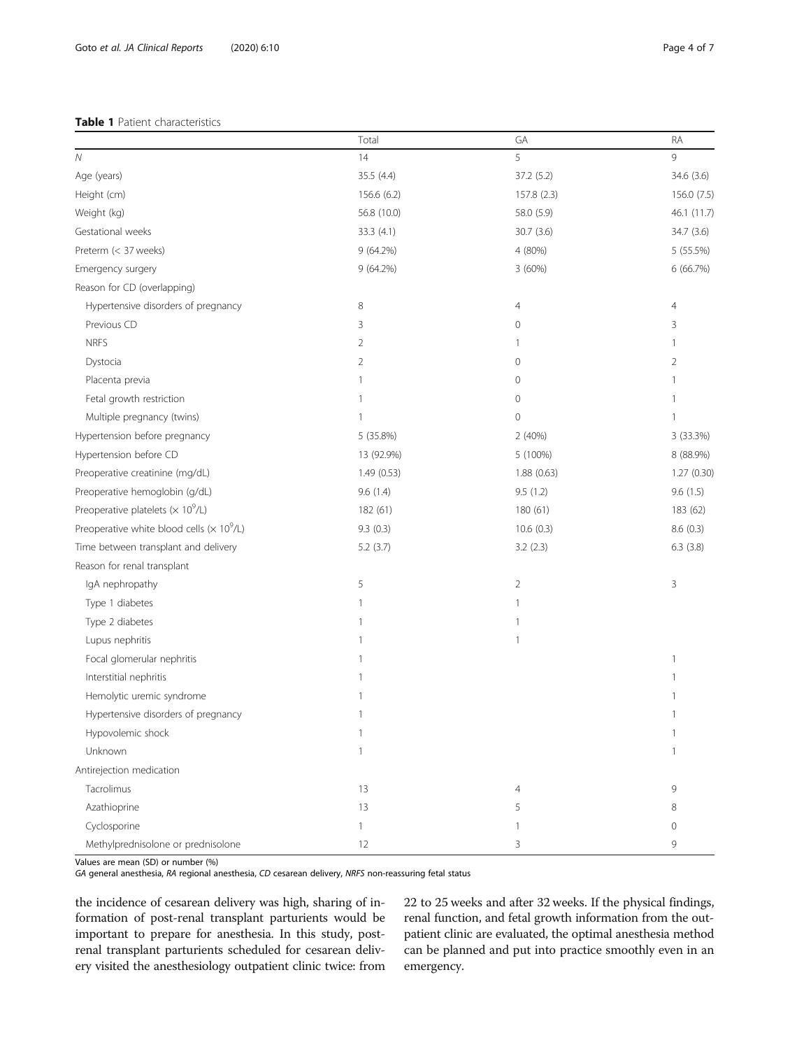**Table 1** Patient characteristics

| | Total | GA | RA |
|---|---|---|---|
| *N* | 14 | 5 | 9 |
| Age (years) | 35.5 (4.4) | 37.2 (5.2) | 34.6 (3.6) |
| Height (cm) | 156.6 (6.2) | 157.8 (2.3) | 156.0 (7.5) |
| Weight (kg) | 56.8 (10.0) | 58.0 (5.9) | 46.1 (11.7) |
| Gestational weeks | 33.3 (4.1) | 30.7 (3.6) | 34.7 (3.6) |
| Preterm (< 37 weeks) | 9 (64.2%) | 4 (80%) | 5 (55.5%) |
| Emergency surgery | 9 (64.2%) | 3 (60%) | 6 (66.7%) |
| Reason for CD (overlapping) | | | |
| Hypertensive disorders of pregnancy | 8 | 4 | 4 |
| Previous CD | 3 | 0 | 3 |
| NRFS | 2 | 1 | 1 |
| Dystocia | 2 | 0 | 2 |
| Placenta previa | 1 | 0 | 1 |
| Fetal growth restriction | 1 | 0 | 1 |
| Multiple pregnancy (twins) | 1 | 0 | 1 |
| Hypertension before pregnancy | 5 (35.8%) | 2 (40%) | 3 (33.3%) |
| Hypertension before CD | 13 (92.9%) | 5 (100%) | 8 (88.9%) |
| Preoperative creatinine (mg/dL) | 1.49 (0.53) | 1.88 (0.63) | 1.27 (0.30) |
| Preoperative hemoglobin (g/dL) | 9.6 (1.4) | 9.5 (1.2) | 9.6 (1.5) |
| Preoperative platelets ($\times 10^9$/L) | 182 (61) | 180 (61) | 183 (62) |
| Preoperative white blood cells ($\times 10^9$/L) | 9.3 (0.3) | 10.6 (0.3) | 8.6 (0.3) |
| Time between transplant and delivery | 5.2 (3.7) | 3.2 (2.3) | 6.3 (3.8) |
| Reason for renal transplant | | | |
| IgA nephropathy | 5 | 2 | 3 |
| Type 1 diabetes | 1 | 1 | |
| Type 2 diabetes | 1 | 1 | |
| Lupus nephritis | 1 | 1 | |
| Focal glomerular nephritis | 1 | | 1 |
| Interstitial nephritis | 1 | | 1 |
| Hemolytic uremic syndrome | 1 | | 1 |
| Hypertensive disorders of pregnancy | 1 | | 1 |
| Hypovolemic shock | 1 | | 1 |
| Unknown | 1 | | 1 |
| Antirejection medication | | | |
| Tacrolimus | 13 | 4 | 9 |
| Azathioprine | 13 | 5 | 8 |
| Cyclosporine | 1 | 1 | 0 |
| Methylprednisolone or prednisolone | 12 | 3 | 9 |

Values are mean (SD) or number (%)

*GA* general anesthesia, *RA* regional anesthesia, *CD* cesarean delivery, *NRFS* non-reassuring fetal status

the incidence of cesarean delivery was high, sharing of information of post-renal transplant parturients would be important to prepare for anesthesia. In this study, post-renal transplant parturients scheduled for cesarean delivery visited the anesthesiology outpatient clinic twice: from 22 to 25 weeks and after 32 weeks. If the physical findings, renal function, and fetal growth information from the outpatient clinic are evaluated, the optimal anesthesia method can be planned and put into practice smoothly even in an emergency.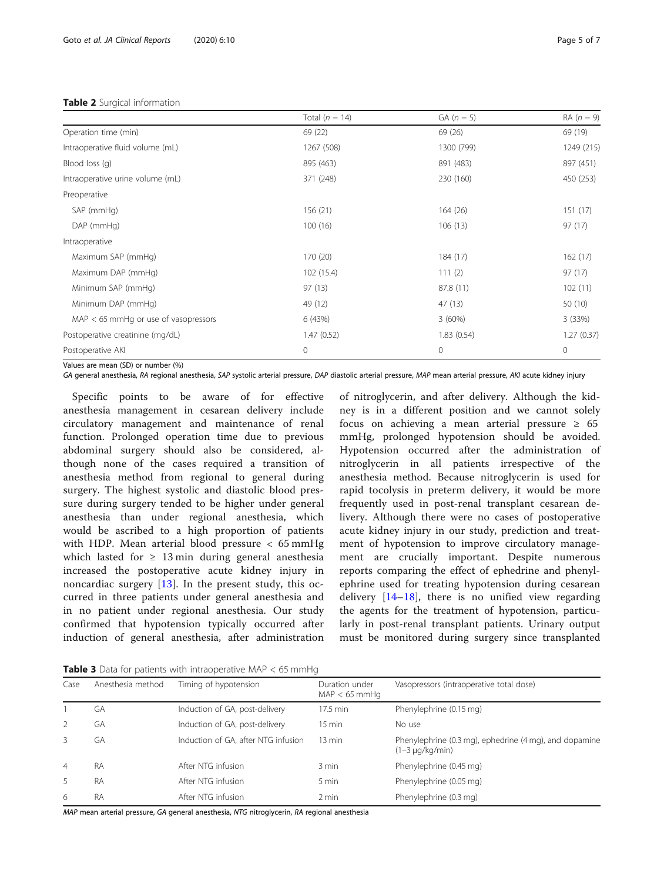**Table 2** Surgical information

| | Total ($n$ = 14) | GA ($n$ = 5) | RA ($n$ = 9) |
|---|---|---|---|
| Operation time (min) | 69 (22) | 69 (26) | 69 (19) |
| Intraoperative fluid volume (mL) | 1267 (508) | 1300 (799) | 1249 (215) |
| Blood loss (g) | 895 (463) | 891 (483) | 897 (451) |
| Intraoperative urine volume (mL) | 371 (248) | 230 (160) | 450 (253) |
| Preoperative | | | |
| SAP (mmHg) | 156 (21) | 164 (26) | 151 (17) |
| DAP (mmHg) | 100 (16) | 106 (13) | 97 (17) |
| Intraoperative | | | |
| Maximum SAP (mmHg) | 170 (20) | 184 (17) | 162 (17) |
| Maximum DAP (mmHg) | 102 (15.4) | 111 (2) | 97 (17) |
| Minimum SAP (mmHg) | 97 (13) | 87.8 (11) | 102 (11) |
| Minimum DAP (mmHg) | 49 (12) | 47 (13) | 50 (10) |
| MAP < 65 mmHg or use of vasopressors | 6 (43%) | 3 (60%) | 3 (33%) |
| Postoperative creatinine (mg/dL) | 1.47 (0.52) | 1.83 (0.54) | 1.27 (0.37) |
| Postoperative AKI | 0 | 0 | 0 |

Values are mean (SD) or number (%)

*GA* general anesthesia, *RA* regional anesthesia, *SAP* systolic arterial pressure, *DAP* diastolic arterial pressure, *MAP* mean arterial pressure, *AKI* acute kidney injury

Specific points to be aware of for effective anesthesia management in cesarean delivery include circulatory management and maintenance of renal function. Prolonged operation time due to previous abdominal surgery should also be considered, although none of the cases required a transition of anesthesia method from regional to general during surgery. The highest systolic and diastolic blood pressure during surgery tended to be higher under general anesthesia than under regional anesthesia, which would be ascribed to a high proportion of patients with HDP. Mean arterial blood pressure < 65 mmHg which lasted for ≥ 13 min during general anesthesia increased the postoperative acute kidney injury in noncardiac surgery [13]. In the present study, this occurred in three patients under general anesthesia and in no patient under regional anesthesia. Our study confirmed that hypotension typically occurred after induction of general anesthesia, after administration of nitroglycerin, and after delivery. Although the kidney is in a different position and we cannot solely focus on achieving a mean arterial pressure ≥ 65 mmHg, prolonged hypotension should be avoided. Hypotension occurred after the administration of nitroglycerin in all patients irrespective of the anesthesia method. Because nitroglycerin is used for rapid tocolysis in preterm delivery, it would be more frequently used in post-renal transplant cesarean delivery. Although there were no cases of postoperative acute kidney injury in our study, prediction and treatment of hypotension to improve circulatory management are crucially important. Despite numerous reports comparing the effect of ephedrine and phenylephrine used for treating hypotension during cesarean delivery [14–18], there is no unified view regarding the agents for the treatment of hypotension, particularly in post-renal transplant patients. Urinary output must be monitored during surgery since transplanted

**Table 3** Data for patients with intraoperative MAP < 65 mmHg

| Case | Anesthesia method | Timing of hypotension | Duration under MAP < 65 mmHg | Vasopressors (intraoperative total dose) |
|---|---|---|---|---|
| 1 | GA | Induction of GA, post-delivery | 17.5 min | Phenylephrine (0.15 mg) |
| 2 | GA | Induction of GA, post-delivery | 15 min | No use |
| 3 | GA | Induction of GA, after NTG infusion | 13 min | Phenylephrine (0.3 mg), ephedrine (4 mg), and dopamine (1–3 μg/kg/min) |
| 4 | RA | After NTG infusion | 3 min | Phenylephrine (0.45 mg) |
| 5 | RA | After NTG infusion | 5 min | Phenylephrine (0.05 mg) |
| 6 | RA | After NTG infusion | 2 min | Phenylephrine (0.3 mg) |

*MAP* mean arterial pressure, *GA* general anesthesia, *NTG* nitroglycerin, *RA* regional anesthesia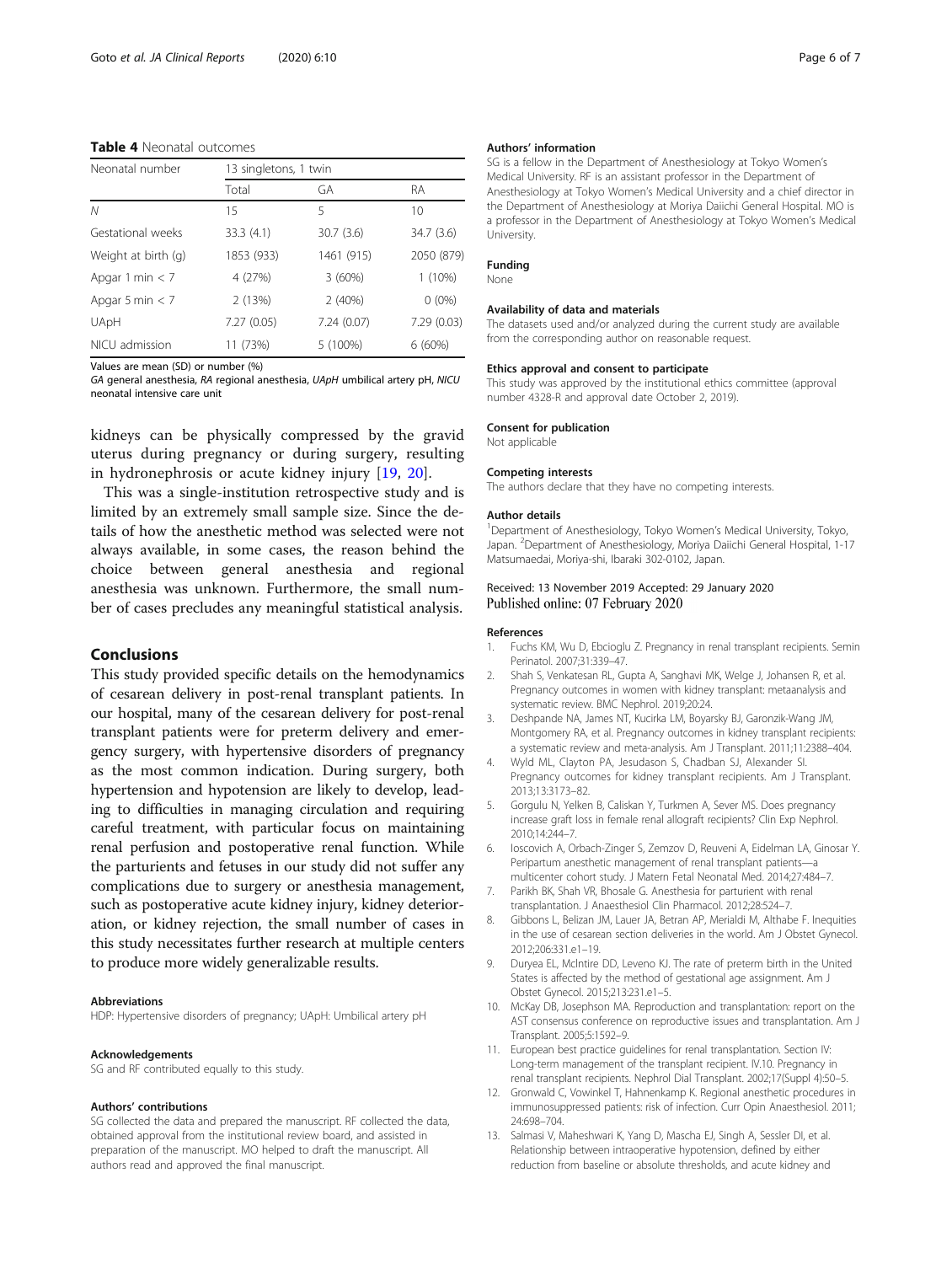**Table 4** Neonatal outcomes

| Neonatal number | 13 singletons, 1 twin | | |
|---|---|---|---|
| | Total | GA | RA |
| *N* | 15 | 5 | 10 |
| Gestational weeks | 33.3 (4.1) | 30.7 (3.6) | 34.7 (3.6) |
| Weight at birth (g) | 1853 (933) | 1461 (915) | 2050 (879) |
| Apgar 1 min < 7 | 4 (27%) | 3 (60%) | 1 (10%) |
| Apgar 5 min < 7 | 2 (13%) | 2 (40%) | 0 (0%) |
| UApH | 7.27 (0.05) | 7.24 (0.07) | 7.29 (0.03) |
| NICU admission | 11 (73%) | 5 (100%) | 6 (60%) |

Values are mean (SD) or number (%)

*GA* general anesthesia, *RA* regional anesthesia, *UApH* umbilical artery pH, *NICU* neonatal intensive care unit

kidneys can be physically compressed by the gravid uterus during pregnancy or during surgery, resulting in hydronephrosis or acute kidney injury [19, 20].

This was a single-institution retrospective study and is limited by an extremely small sample size. Since the details of how the anesthetic method was selected were not always available, in some cases, the reason behind the choice between general anesthesia and regional anesthesia was unknown. Furthermore, the small number of cases precludes any meaningful statistical analysis.

## Conclusions

This study provided specific details on the hemodynamics of cesarean delivery in post-renal transplant patients. In our hospital, many of the cesarean delivery for post-renal transplant patients were for preterm delivery and emergency surgery, with hypertensive disorders of pregnancy as the most common indication. During surgery, both hypertension and hypotension are likely to develop, leading to difficulties in managing circulation and requiring careful treatment, with particular focus on maintaining renal perfusion and postoperative renal function. While the parturients and fetuses in our study did not suffer any complications due to surgery or anesthesia management, such as postoperative acute kidney injury, kidney deterioration, or kidney rejection, the small number of cases in this study necessitates further research at multiple centers to produce more widely generalizable results.

#### Abbreviations

HDP: Hypertensive disorders of pregnancy; UApH: Umbilical artery pH

#### Acknowledgements

SG and RF contributed equally to this study.

#### Authors' contributions

SG collected the data and prepared the manuscript. RF collected the data, obtained approval from the institutional review board, and assisted in preparation of the manuscript. MO helped to draft the manuscript. All authors read and approved the final manuscript.

#### Authors' information

SG is a fellow in the Department of Anesthesiology at Tokyo Women's Medical University. RF is an assistant professor in the Department of Anesthesiology at Tokyo Women's Medical University and a chief director in the Department of Anesthesiology at Moriya Daiichi General Hospital. MO is a professor in the Department of Anesthesiology at Tokyo Women's Medical University.

#### Funding

None

#### Availability of data and materials

The datasets used and/or analyzed during the current study are available from the corresponding author on reasonable request.

#### Ethics approval and consent to participate

This study was approved by the institutional ethics committee (approval number 4328-R and approval date October 2, 2019).

#### Consent for publication

Not applicable

#### Competing interests

The authors declare that they have no competing interests.

#### Author details

[1]Department of Anesthesiology, Tokyo Women's Medical University, Tokyo, Japan. [2]Department of Anesthesiology, Moriya Daiichi General Hospital, 1-17 Matsumaedai, Moriya-shi, Ibaraki 302-0102, Japan.

Received: 13 November 2019 Accepted: 29 January 2020
Published online: 07 February 2020

#### References

1. Fuchs KM, Wu D, Ebcioglu Z. Pregnancy in renal transplant recipients. Semin Perinatol. 2007;31:339–47.
2. Shah S, Venkatesan RL, Gupta A, Sanghavi MK, Welge J, Johansen R, et al. Pregnancy outcomes in women with kidney transplant: metaanalysis and systematic review. BMC Nephrol. 2019;20:24.
3. Deshpande NA, James NT, Kucirka LM, Boyarsky BJ, Garonzik-Wang JM, Montgomery RA, et al. Pregnancy outcomes in kidney transplant recipients: a systematic review and meta-analysis. Am J Transplant. 2011;11:2388–404.
4. Wyld ML, Clayton PA, Jesudason S, Chadban SJ, Alexander SI. Pregnancy outcomes for kidney transplant recipients. Am J Transplant. 2013;13:3173–82.
5. Gorgulu N, Yelken B, Caliskan Y, Turkmen A, Sever MS. Does pregnancy increase graft loss in female renal allograft recipients? Clin Exp Nephrol. 2010;14:244–7.
6. Ioscovich A, Orbach-Zinger S, Zemzov D, Reuveni A, Eidelman LA, Ginosar Y. Peripartum anesthetic management of renal transplant patients—a multicenter cohort study. J Matern Fetal Neonatal Med. 2014;27:484–7.
7. Parikh BK, Shah VR, Bhosale G. Anesthesia for parturient with renal transplantation. J Anaesthesiol Clin Pharmacol. 2012;28:524–7.
8. Gibbons L, Belizan JM, Lauer JA, Betran AP, Merialdi M, Althabe F. Inequities in the use of cesarean section deliveries in the world. Am J Obstet Gynecol. 2012;206:331.e1–19.
9. Duryea EL, McIntire DD, Leveno KJ. The rate of preterm birth in the United States is affected by the method of gestational age assignment. Am J Obstet Gynecol. 2015;213:231.e1–5.
10. McKay DB, Josephson MA. Reproduction and transplantation: report on the AST consensus conference on reproductive issues and transplantation. Am J Transplant. 2005;5:1592–9.
11. European best practice guidelines for renal transplantation. Section IV: Long-term management of the transplant recipient. IV.10. Pregnancy in renal transplant recipients. Nephrol Dial Transplant. 2002;17(Suppl 4):50–5.
12. Gronwald C, Vowinkel T, Hahnenkamp K. Regional anesthetic procedures in immunosuppressed patients: risk of infection. Curr Opin Anaesthesiol. 2011;24:698–704.
13. Salmasi V, Maheshwari K, Yang D, Mascha EJ, Singh A, Sessler DI, et al. Relationship between intraoperative hypotension, defined by either reduction from baseline or absolute thresholds, and acute kidney and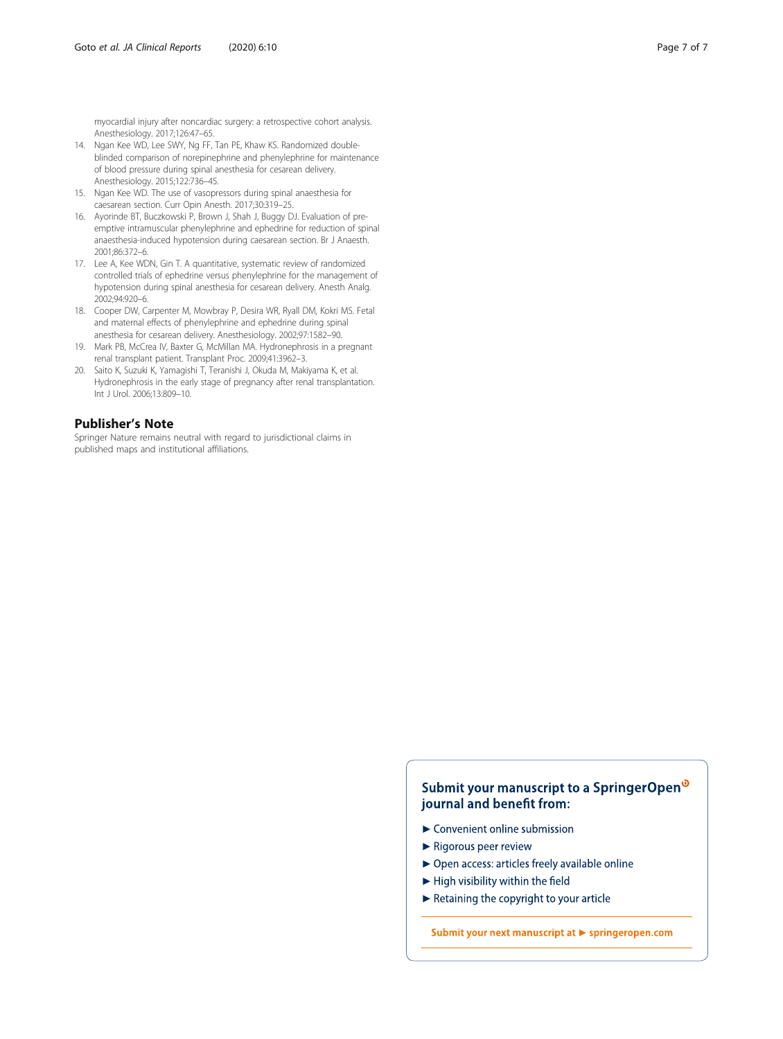myocardial injury after noncardiac surgery: a retrospective cohort analysis. Anesthesiology. 2017;126:47–65.

14. Ngan Kee WD, Lee SWY, Ng FF, Tan PE, Khaw KS. Randomized double-blinded comparison of norepinephrine and phenylephrine for maintenance of blood pressure during spinal anesthesia for cesarean delivery. Anesthesiology. 2015;122:736–45.
15. Ngan Kee WD. The use of vasopressors during spinal anaesthesia for caesarean section. Curr Opin Anesth. 2017;30:319–25.
16. Ayorinde BT, Buczkowski P, Brown J, Shah J, Buggy DJ. Evaluation of pre-emptive intramuscular phenylephrine and ephedrine for reduction of spinal anaesthesia-induced hypotension during caesarean section. Br J Anaesth. 2001;86:372–6.
17. Lee A, Kee WDN, Gin T. A quantitative, systematic review of randomized controlled trials of ephedrine versus phenylephrine for the management of hypotension during spinal anesthesia for cesarean delivery. Anesth Analg. 2002;94:920–6.
18. Cooper DW, Carpenter M, Mowbray P, Desira WR, Ryall DM, Kokri MS. Fetal and maternal effects of phenylephrine and ephedrine during spinal anesthesia for cesarean delivery. Anesthesiology. 2002;97:1582–90.
19. Mark PB, McCrea IV, Baxter G, McMillan MA. Hydronephrosis in a pregnant renal transplant patient. Transplant Proc. 2009;41:3962–3.
20. Saito K, Suzuki K, Yamagishi T, Teranishi J, Okuda M, Makiyama K, et al. Hydronephrosis in the early stage of pregnancy after renal transplantation. Int J Urol. 2006;13:809–10.

## Publisher's Note

Springer Nature remains neutral with regard to jurisdictional claims in published maps and institutional affiliations.